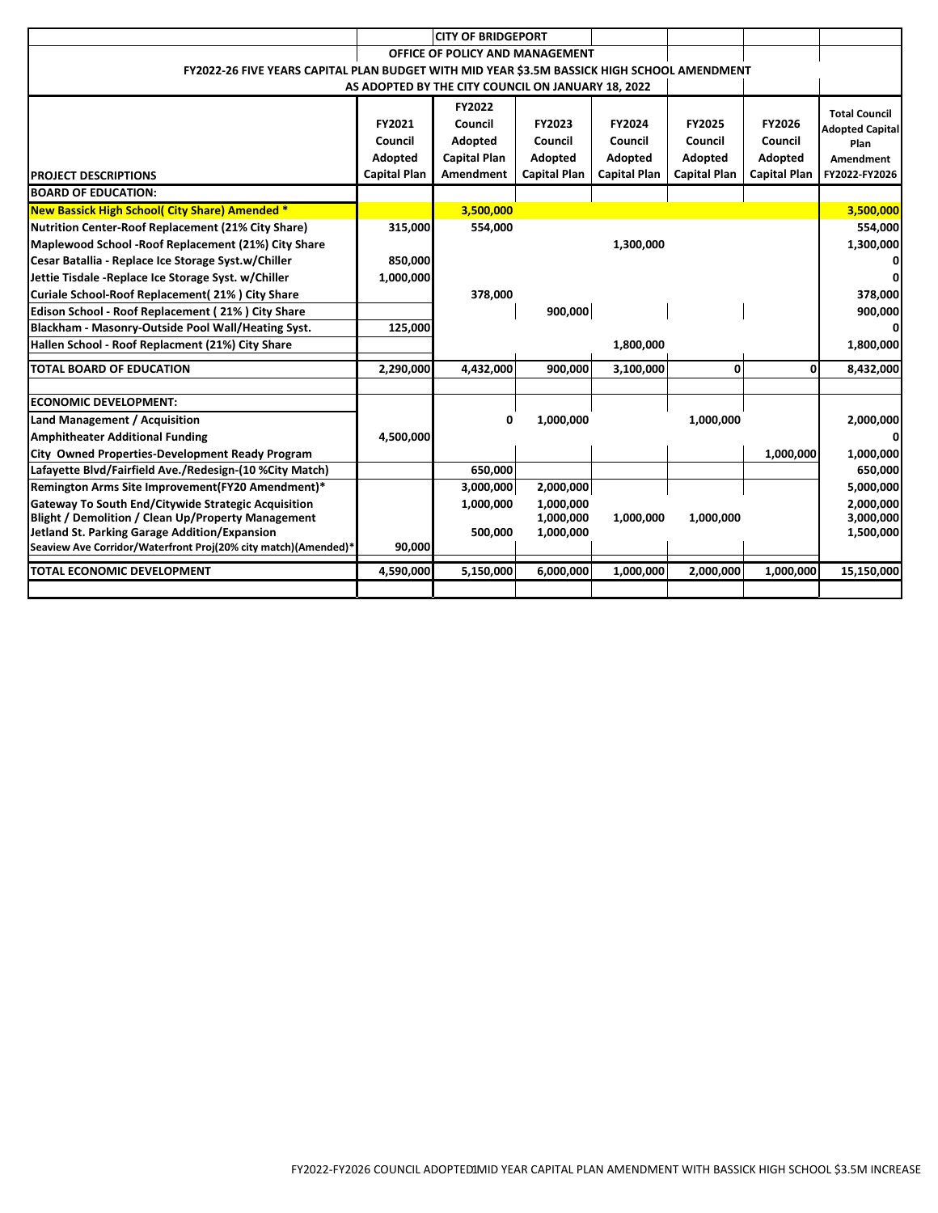| | CITY OF BRIDGEPORT | | | | | |
|---|---|---|---|---|---|---|
| | OFFICE OF POLICY AND MANAGEMENT | | | | | |
| FY2022-26 FIVE YEARS CAPITAL PLAN BUDGET WITH MID YEAR $3.5M BASSICK HIGH SCHOOL AMENDMENT | | | | | | |
| AS ADOPTED BY THE CITY COUNCIL ON JANUARY 18, 2022 | | | | | | |

| PROJECT DESCRIPTIONS | FY2021 Council Adopted Capital Plan | FY2022 Council Adopted Capital Plan Amendment | FY2023 Council Adopted Capital Plan | FY2024 Council Adopted Capital Plan | FY2025 Council Adopted Capital Plan | FY2026 Council Adopted Capital Plan | Total Council Adopted Capital Plan Amendment FY2022-FY2026 |
|---|---|---|---|---|---|---|---|
| **BOARD OF EDUCATION:** | | | | | | | |
| **New Bassick High School( City Share) Amended *** | | 3,500,000 | | | | | 3,500,000 |
| Nutrition Center-Roof Replacement (21% City Share) | 315,000 | 554,000 | | | | | 554,000 |
| Maplewood School -Roof Replacement (21%) City Share | | | | 1,300,000 | | | 1,300,000 |
| Cesar Batallia - Replace Ice Storage Syst.w/Chiller | 850,000 | | | | | | 0 |
| Jettie Tisdale -Replace Ice Storage Syst. w/Chiller | 1,000,000 | | | | | | 0 |
| Curiale School-Roof Replacement( 21% ) City Share | | 378,000 | | | | | 378,000 |
| Edison School - Roof Replacement ( 21% ) City Share | | | 900,000 | | | | 900,000 |
| Blackham - Masonry-Outside Pool Wall/Heating Syst. | 125,000 | | | | | | 0 |
| Hallen School - Roof Replacment (21%) City Share | | | | 1,800,000 | | | 1,800,000 |
| **TOTAL BOARD OF EDUCATION** | 2,290,000 | 4,432,000 | 900,000 | 3,100,000 | 0 | 0 | 8,432,000 |
| **ECONOMIC DEVELOPMENT:** | | | | | | | |
| Land Management / Acquisition | | 0 | 1,000,000 | | 1,000,000 | | 2,000,000 |
| Amphitheater Additional Funding | 4,500,000 | | | | | | 0 |
| City Owned Properties-Development Ready Program | | | | | | 1,000,000 | 1,000,000 |
| Lafayette Blvd/Fairfield Ave./Redesign-(10 %City Match) | | 650,000 | | | | | 650,000 |
| Remington Arms Site Improvement(FY20 Amendment)* | | 3,000,000 | 2,000,000 | | | | 5,000,000 |
| Gateway To South End/Citywide Strategic Acquisition | | 1,000,000 | 1,000,000 | | | | 2,000,000 |
| Blight / Demolition / Clean Up/Property Management | | | 1,000,000 | 1,000,000 | 1,000,000 | | 3,000,000 |
| Jetland St. Parking Garage Addition/Expansion | | 500,000 | 1,000,000 | | | | 1,500,000 |
| Seaview Ave Corridor/Waterfront Proj(20% city match)(Amended)* | 90,000 | | | | | | |
| **TOTAL ECONOMIC DEVELOPMENT** | 4,590,000 | 5,150,000 | 6,000,000 | 1,000,000 | 2,000,000 | 1,000,000 | 15,150,000 |

FY2022-FY2026 COUNCIL ADOPTED MID YEAR CAPITAL PLAN AMENDMENT WITH BASSICK HIGH SCHOOL $3.5M INCREASE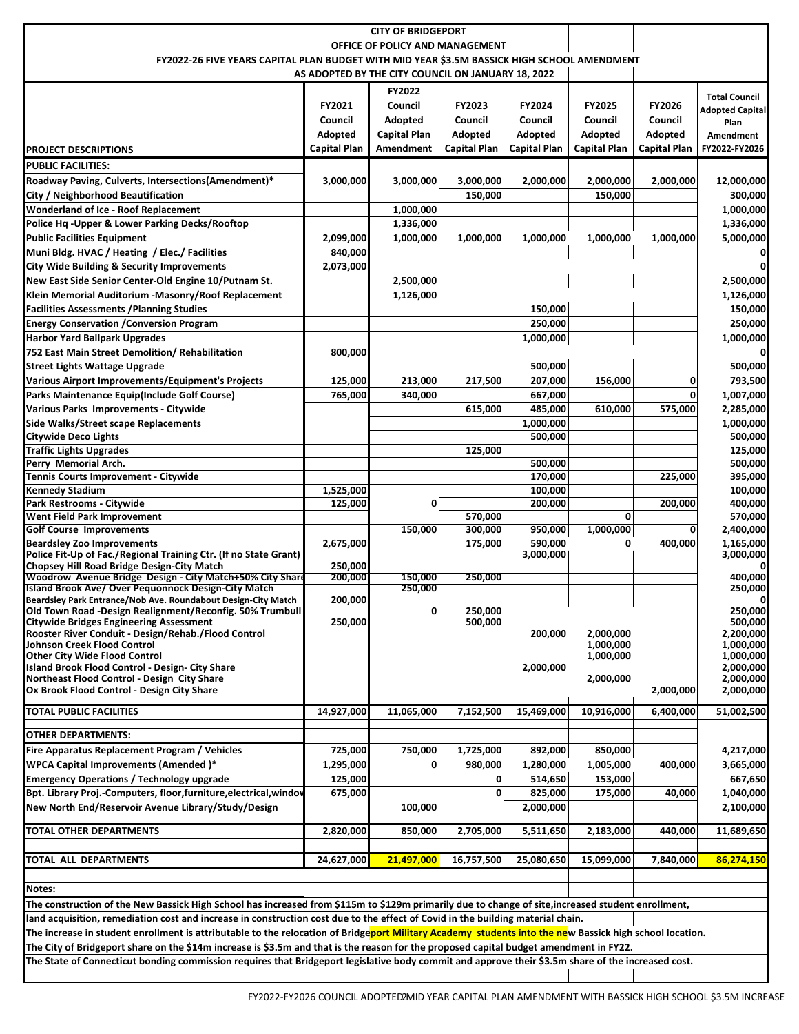# CITY OF BRIDGEPORT

## OFFICE OF POLICY AND MANAGEMENT

### FY2022-26 FIVE YEARS CAPITAL PLAN BUDGET WITH MID YEAR $3.5M BASSICK HIGH SCHOOL AMENDMENT

### AS ADOPTED BY THE CITY COUNCIL ON JANUARY 18, 2022

| PROJECT DESCRIPTIONS | FY2021 Council Adopted Capital Plan | FY2022 Council Adopted Capital Plan Amendment | FY2023 Council Adopted Capital Plan | FY2024 Council Adopted Capital Plan | FY2025 Council Adopted Capital Plan | FY2026 Council Adopted Capital Plan | Total Council Adopted Capital Plan Amendment FY2022-FY2026 |
|---|---|---|---|---|---|---|---|
| **PUBLIC FACILITIES:** | | | | | | | |
| Roadway Paving, Culverts, Intersections(Amendment)* | 3,000,000 | 3,000,000 | 3,000,000 | 2,000,000 | 2,000,000 | 2,000,000 | 12,000,000 |
| City / Neighborhood Beautification | | | 150,000 | | 150,000 | | 300,000 |
| Wonderland of Ice - Roof Replacement | | 1,000,000 | | | | | 1,000,000 |
| Police Hq -Upper & Lower Parking Decks/Rooftop | | 1,336,000 | | | | | 1,336,000 |
| Public Facilities Equipment | 2,099,000 | 1,000,000 | 1,000,000 | 1,000,000 | 1,000,000 | 1,000,000 | 5,000,000 |
| Muni Bldg. HVAC / Heating / Elec./ Facilities | 840,000 | | | | | | 0 |
| City Wide Building & Security Improvements | 2,073,000 | | | | | | 0 |
| New East Side Senior Center-Old Engine 10/Putnam St. | | 2,500,000 | | | | | 2,500,000 |
| Klein Memorial Auditorium -Masonry/Roof Replacement | | 1,126,000 | | | | | 1,126,000 |
| Facilities Assessments /Planning Studies | | | | 150,000 | | | 150,000 |
| Energy Conservation /Conversion Program | | | | 250,000 | | | 250,000 |
| Harbor Yard Ballpark Upgrades | | | | 1,000,000 | | | 1,000,000 |
| 752 East Main Street Demolition/ Rehabilitation | 800,000 | | | | | | 0 |
| Street Lights Wattage Upgrade | | | | 500,000 | | | 500,000 |
| Various Airport Improvements/Equipment's Projects | 125,000 | 213,000 | 217,500 | 207,000 | 156,000 | 0 | 793,500 |
| Parks Maintenance Equip(Include Golf Course) | 765,000 | 340,000 | | 667,000 | | 0 | 1,007,000 |
| Various Parks Improvements - Citywide | | | 615,000 | 485,000 | 610,000 | 575,000 | 2,285,000 |
| Side Walks/Street scape Replacements | | | | 1,000,000 | | | 1,000,000 |
| Citywide Deco Lights | | | | 500,000 | | | 500,000 |
| Traffic Lights Upgrades | | | 125,000 | | | | 125,000 |
| Perry Memorial Arch. | | | | 500,000 | | | 500,000 |
| Tennis Courts Improvement - Citywide | | | | 170,000 | | 225,000 | 395,000 |
| Kennedy Stadium | 1,525,000 | | | 100,000 | | | 100,000 |
| Park Restrooms - Citywide | 125,000 | 0 | | 200,000 | | 200,000 | 400,000 |
| Went Field Park Improvement | | | 570,000 | | 0 | | 570,000 |
| Golf Course Improvements | | 150,000 | 300,000 | 950,000 | 1,000,000 | 0 | 2,400,000 |
| Beardsley Zoo Improvements | 2,675,000 | | 175,000 | 590,000 | 0 | 400,000 | 1,165,000 |
| Police Fit-Up of Fac./Regional Training Ctr. (If no State Grant) | | | | 3,000,000 | | | 3,000,000 |
| Chopsey Hill Road Bridge Design-City Match | 250,000 | | | | | | 0 |
| Woodrow Avenue Bridge Design - City Match+50% City Share | 200,000 | 150,000 | 250,000 | | | | 400,000 |
| Island Brook Ave/ Over Pequonnock Design-City Match | | 250,000 | | | | | 250,000 |
| Beardsley Park Entrance/Nob Ave. Roundabout Design-City Match | 200,000 | | | | | | 0 |
| Old Town Road -Design Realignment/Reconfig. 50% Trumbull | | 0 | 250,000 | | | | 250,000 |
| Citywide Bridges Engineering Assessment | 250,000 | | 500,000 | | | | 500,000 |
| Rooster River Conduit - Design/Rehab./Flood Control | | | | 200,000 | 2,000,000 | | 2,200,000 |
| Johnson Creek Flood Control | | | | | 1,000,000 | | 1,000,000 |
| Other City Wide Flood Control | | | | | 1,000,000 | | 1,000,000 |
| Island Brook Flood Control - Design- City Share | | | | 2,000,000 | | | 2,000,000 |
| Northeast Flood Control - Design City Share | | | | | 2,000,000 | | 2,000,000 |
| Ox Brook Flood Control - Design City Share | | | | | | 2,000,000 | 2,000,000 |
| **TOTAL PUBLIC FACILITIES** | 14,927,000 | 11,065,000 | 7,152,500 | 15,469,000 | 10,916,000 | 6,400,000 | 51,002,500 |
| **OTHER DEPARTMENTS:** | | | | | | | |
| Fire Apparatus Replacement Program / Vehicles | 725,000 | 750,000 | 1,725,000 | 892,000 | 850,000 | | 4,217,000 |
| WPCA Capital Improvements (Amended )* | 1,295,000 | 0 | 980,000 | 1,280,000 | 1,005,000 | 400,000 | 3,665,000 |
| Emergency Operations / Technology upgrade | 125,000 | | 0 | 514,650 | 153,000 | | 667,650 |
| Bpt. Library Proj.-Computers, floor,furniture,electrical,windov | 675,000 | | 0 | 825,000 | 175,000 | 40,000 | 1,040,000 |
| New North End/Reservoir Avenue Library/Study/Design | | 100,000 | | 2,000,000 | | | 2,100,000 |
| **TOTAL OTHER DEPARTMENTS** | 2,820,000 | 850,000 | 2,705,000 | 5,511,650 | 2,183,000 | 440,000 | 11,689,650 |
| **TOTAL ALL DEPARTMENTS** | 24,627,000 | 21,497,000 | 16,757,500 | 25,080,650 | 15,099,000 | 7,840,000 | 86,274,150 |

**Notes:**

The construction of the New Bassick High School has increased from $115m to $129m primarily due to change of site,increased student enrollment, land acquisition, remediation cost and increase in construction cost due to the effect of Covid in the building material chain.

The increase in student enrollment is attributable to the relocation of Bridgeport Military Academy students into the new Bassick high school location.

The City of Bridgeport share on the $14m increase is $3.5m and that is the reason for the proposed capital budget amendment in FY22.

The State of Connecticut bonding commission requires that Bridgeport legislative body commit and approve their $3.5m share of the increased cost.